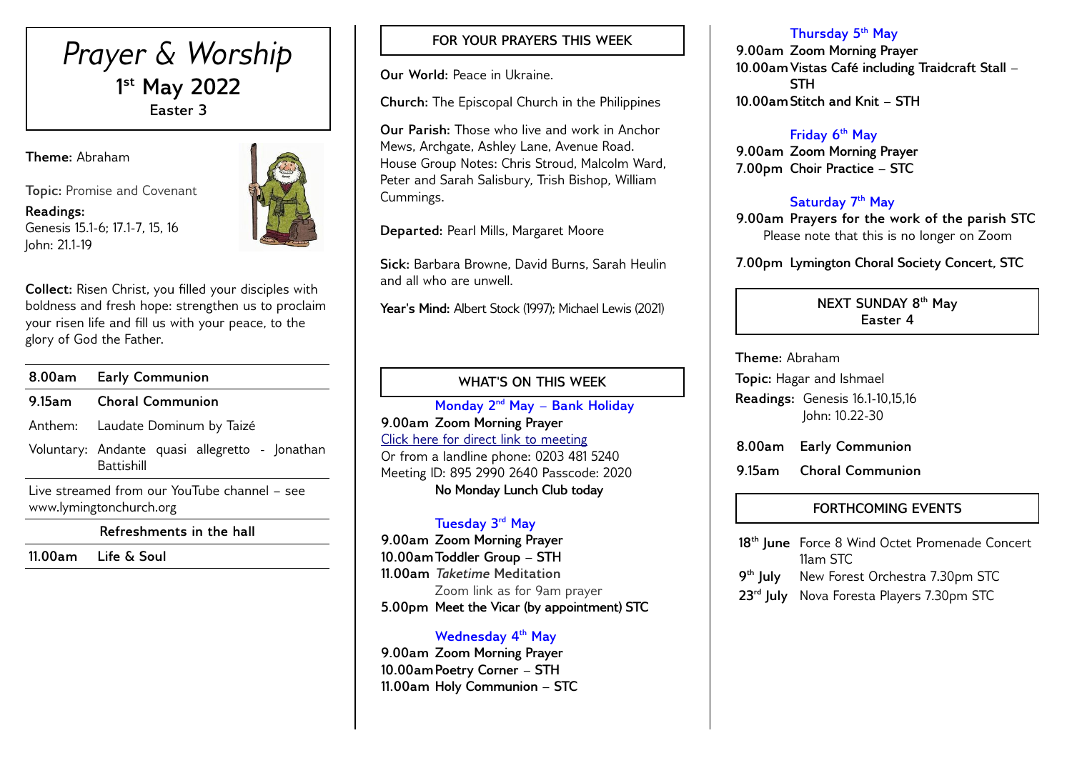# *Prayer & Worship*

## 1st May 2022

### Easter 3

**Theme:** Abraham

**Topic:** Promise and Covenant

**Readings:**
Genesis 15.1-6; 17.1-7, 15, 16
John: 21.1-19

**Collect:** Risen Christ, you filled your disciples with boldness and fresh hope: strengthen us to proclaim your risen life and fill us with your peace, to the glory of God the Father.

| | |
|---|---|
| **8.00am** | **Early Communion** |
| **9.15am** | **Choral Communion** |
| Anthem: | Laudate Dominum by Taizé |
| Voluntary: | Andante quasi allegretto - Jonathan Battishill |

Live streamed from our YouTube channel – see www.lymingtonchurch.org

**Refreshments in the hall**

| | |
|---|---|
| **11.00am** | **Life & Soul** |

## FOR YOUR PRAYERS THIS WEEK

**Our World:** Peace in Ukraine.

**Church:** The Episcopal Church in the Philippines

**Our Parish:** Those who live and work in Anchor Mews, Archgate, Ashley Lane, Avenue Road. House Group Notes: Chris Stroud, Malcolm Ward, Peter and Sarah Salisbury, Trish Bishop, William Cummings.

**Departed:** Pearl Mills, Margaret Moore

**Sick:** Barbara Browne, David Burns, Sarah Heulin and all who are unwell.

**Year's Mind:** Albert Stock (1997); Michael Lewis (2021)

## WHAT'S ON THIS WEEK

**Monday 2nd May – Bank Holiday**

**9.00am Zoom Morning Prayer**
Click here for direct link to meeting
Or from a landline phone: 0203 481 5240
Meeting ID: 895 2990 2640 Passcode: 2020
**No Monday Lunch Club today**

**Tuesday 3rd May**

**9.00am Zoom Morning Prayer**
**10.00am Toddler Group – STH**
**11.00am *Taketime* Meditation**
Zoom link as for 9am prayer
**5.00pm Meet the Vicar (by appointment) STC**

**Wednesday 4th May**

**9.00am Zoom Morning Prayer**
**10.00am Poetry Corner – STH**
**11.00am Holy Communion – STC**

**Thursday 5th May**

**9.00am Zoom Morning Prayer**
**10.00am Vistas Café including Traidcraft Stall – STH**
**10.00am Stitch and Knit – STH**

**Friday 6th May**

**9.00am Zoom Morning Prayer**
**7.00pm Choir Practice – STC**

**Saturday 7th May**

**9.00am Prayers for the work of the parish STC**
Please note that this is no longer on Zoom

**7.00pm Lymington Choral Society Concert, STC**

## NEXT SUNDAY 8th May
### Easter 4

**Theme:** Abraham

**Topic:** Hagar and Ishmael

**Readings:** Genesis 16.1-10,15,16
John: 10.22-30

| | |
|---|---|
| **8.00am** | **Early Communion** |
| **9.15am** | **Choral Communion** |

## FORTHCOMING EVENTS

| | |
|---|---|
| **18th June** | Force 8 Wind Octet Promenade Concert 11am STC |
| **9th July** | New Forest Orchestra 7.30pm STC |
| **23rd July** | Nova Foresta Players 7.30pm STC |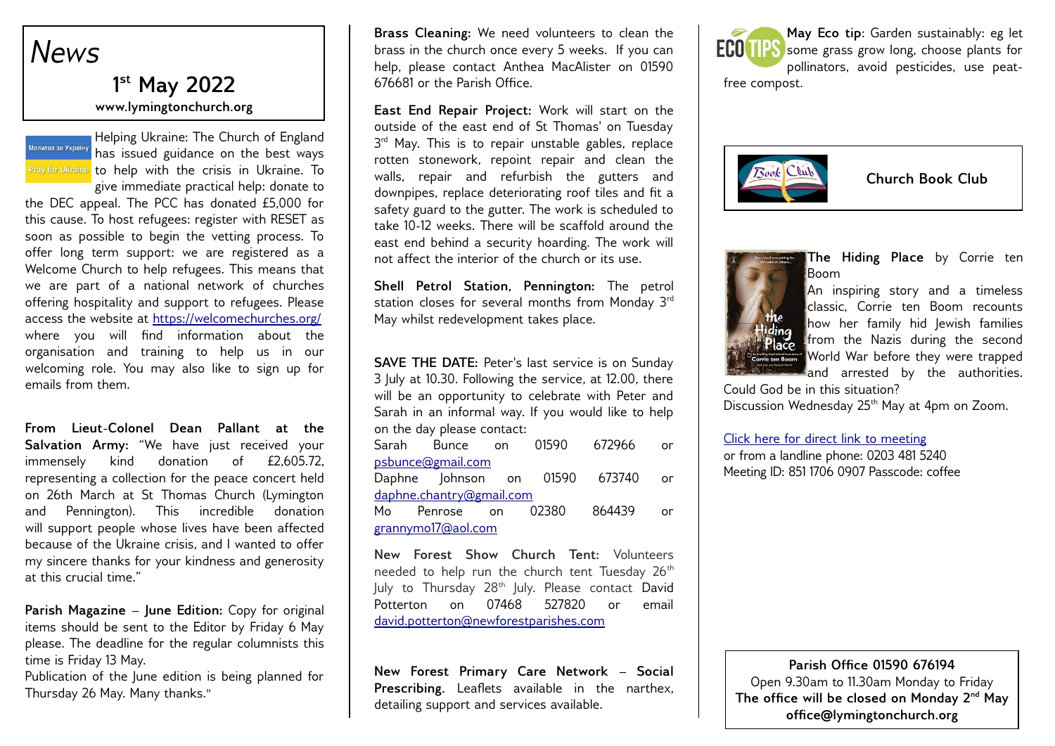# *News*

## 1st May 2022

**www.lymingtonchurch.org**

Helping Ukraine: The Church of England has issued guidance on the best ways to help with the crisis in Ukraine. To give immediate practical help: donate to the DEC appeal. The PCC has donated £5,000 for this cause. To host refugees: register with RESET as soon as possible to begin the vetting process. To offer long term support: we are registered as a Welcome Church to help refugees. This means that we are part of a national network of churches offering hospitality and support to refugees. Please access the website at https://welcomechurches.org/ where you will find information about the organisation and training to help us in our welcoming role. You may also like to sign up for emails from them.

**From Lieut-Colonel Dean Pallant at the Salvation Army:** "We have just received your immensely kind donation of £2,605.72, representing a collection for the peace concert held on 26th March at St Thomas Church (Lymington and Pennington). This incredible donation will support people whose lives have been affected because of the Ukraine crisis, and I wanted to offer my sincere thanks for your kindness and generosity at this crucial time."

**Parish Magazine – June Edition:** Copy for original items should be sent to the Editor by Friday 6 May please. The deadline for the regular columnists this time is Friday 13 May.

Publication of the June edition is being planned for Thursday 26 May. Many thanks."

**Brass Cleaning:** We need volunteers to clean the brass in the church once every 5 weeks. If you can help, please contact Anthea MacAlister on 01590 676681 or the Parish Office.

**East End Repair Project:** Work will start on the outside of the east end of St Thomas' on Tuesday 3rd May. This is to repair unstable gables, replace rotten stonework, repoint repair and clean the walls, repair and refurbish the gutters and downpipes, replace deteriorating roof tiles and fit a safety guard to the gutter. The work is scheduled to take 10-12 weeks. There will be scaffold around the east end behind a security hoarding. The work will not affect the interior of the church or its use.

**Shell Petrol Station, Pennington:** The petrol station closes for several months from Monday 3rd May whilst redevelopment takes place.

**SAVE THE DATE:** Peter's last service is on Sunday 3 July at 10.30. Following the service, at 12.00, there will be an opportunity to celebrate with Peter and Sarah in an informal way. If you would like to help on the day please contact:

Sarah Bunce on 01590 672966 or psbunce@gmail.com

Daphne Johnson on 01590 673740 or daphne.chantry@gmail.com

Mo Penrose on 02380 864439 or grannymo17@aol.com

**New Forest Show Church Tent:** Volunteers needed to help run the church tent Tuesday 26th July to Thursday 28th July. Please contact David Potterton on 07468 527820 or email david.potterton@newforestparishes.com

**New Forest Primary Care Network – Social Prescribing.** Leaflets available in the narthex, detailing support and services available.

**May Eco tip**: Garden sustainably: eg let some grass grow long, choose plants for pollinators, avoid pesticides, use peat-free compost.

**Church Book Club**

**The Hiding Place** by Corrie ten Boom

An inspiring story and a timeless classic, Corrie ten Boom recounts how her family hid Jewish families from the Nazis during the second World War before they were trapped and arrested by the authorities. Could God be in this situation?

Discussion Wednesday 25th May at 4pm on Zoom.

Click here for direct link to meeting

or from a landline phone: 0203 481 5240

Meeting ID: 851 1706 0907 Passcode: coffee

**Parish Office 01590 676194**

Open 9.30am to 11.30am Monday to Friday

**The office will be closed on Monday 2nd May**

**office@lymingtonchurch.org**